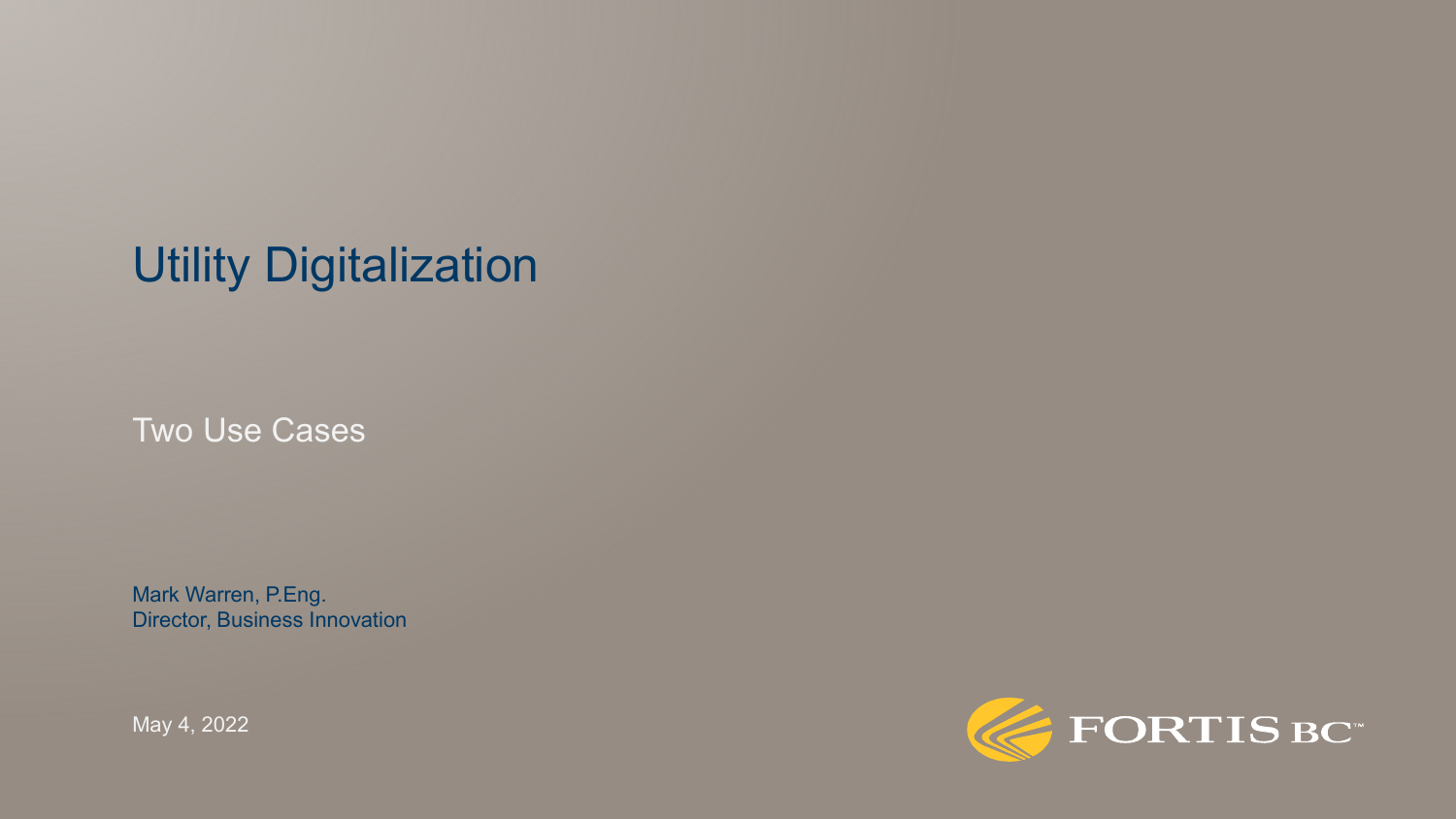# Utility Digitalization

## Two Use Cases

Mark Warren, P.Eng.
Director, Business Innovation

May 4, 2022

FORTIS BC™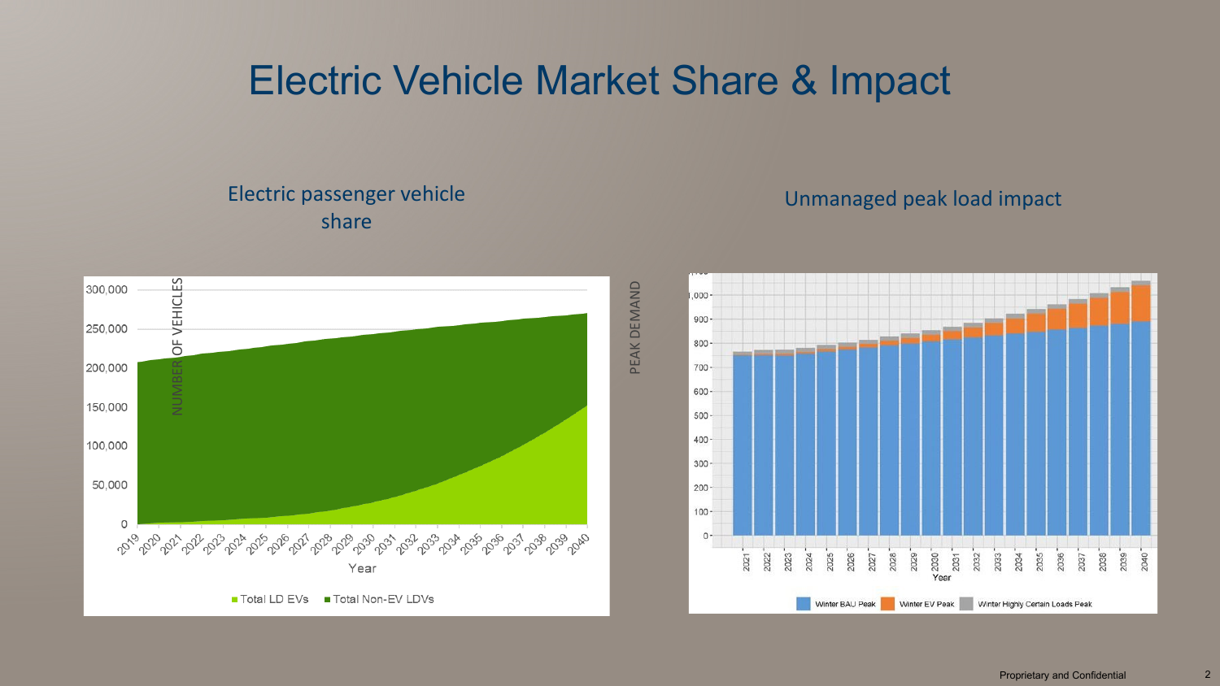# Electric Vehicle Market Share & Impact

## Electric passenger vehicle share

NUMBER OF VEHICLES

300,000
250,000
200,000
150,000
100,000
50,000
0

Year: 2019, 2020, 2021, 2022, 2023, 2024, 2025, 2026, 2027, 2028, 2029, 2030, 2031, 2032, 2033, 2034, 2035, 2036, 2037, 2038, 2039, 2040

Total LD EVs | Total Non-EV LDVs

## Unmanaged peak load impact

PEAK DEMAND

1,000
900
800
700
600
500
400
300
200
100
0

Year: 2021, 2022, 2023, 2024, 2025, 2026, 2027, 2028, 2029, 2030, 2031, 2032, 2033, 2034, 2035, 2036, 2037, 2038, 2039, 2040

Winter BAU Peak | Winter EV Peak | Winter Highly Certain Loads Peak

Proprietary and Confidential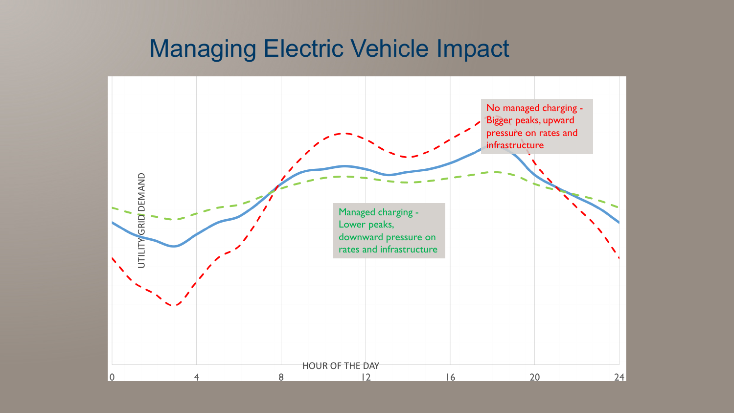# Managing Electric Vehicle Impact

No managed charging - Bigger peaks, upward pressure on rates and infrastructure

Managed charging - Lower peaks, downward pressure on rates and infrastructure

UTILITY GRID DEMAND

HOUR OF THE DAY

0 4 8 12 16 20 24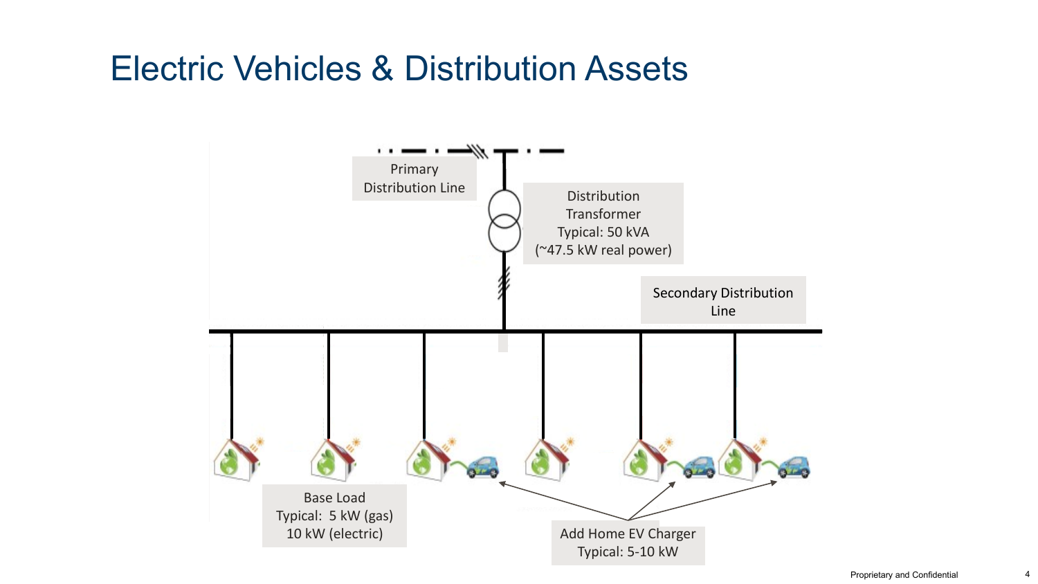# Electric Vehicles & Distribution Assets

Primary Distribution Line

Distribution Transformer
Typical: 50 kVA
(~47.5 kW real power)

Secondary Distribution Line

Base Load
Typical: 5 kW (gas)
10 kW (electric)

Add Home EV Charger
Typical: 5-10 kW

Proprietary and Confidential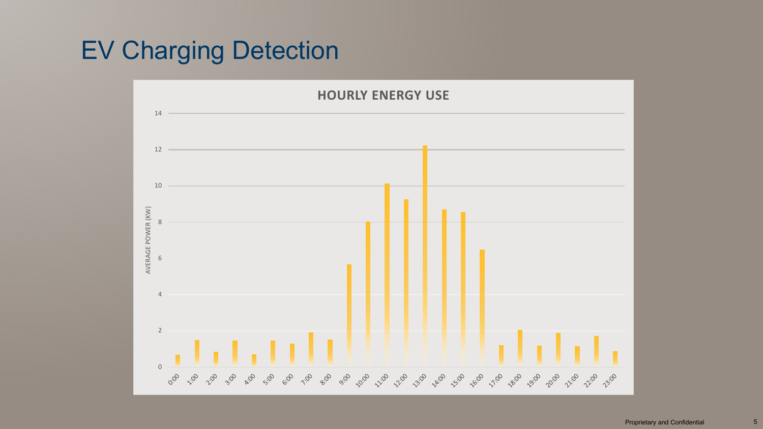# EV Charging Detection

**HOURLY ENERGY USE**

| Hour | Average Power (kW) |
|---|---|
| 0:00 | 0.7 |
| 1:00 | 1.5 |
| 2:00 | 0.85 |
| 3:00 | 1.45 |
| 4:00 | 0.7 |
| 5:00 | 1.45 |
| 6:00 | 1.3 |
| 7:00 | 1.9 |
| 8:00 | 1.5 |
| 9:00 | 5.7 |
| 10:00 | 8.0 |
| 11:00 | 10.1 |
| 12:00 | 9.25 |
| 13:00 | 12.2 |
| 14:00 | 8.7 |
| 15:00 | 8.55 |
| 16:00 | 6.5 |
| 17:00 | 1.2 |
| 18:00 | 2.05 |
| 19:00 | 1.2 |
| 20:00 | 1.9 |
| 21:00 | 1.15 |
| 22:00 | 1.7 |
| 23:00 | 0.9 |

Proprietary and Confidential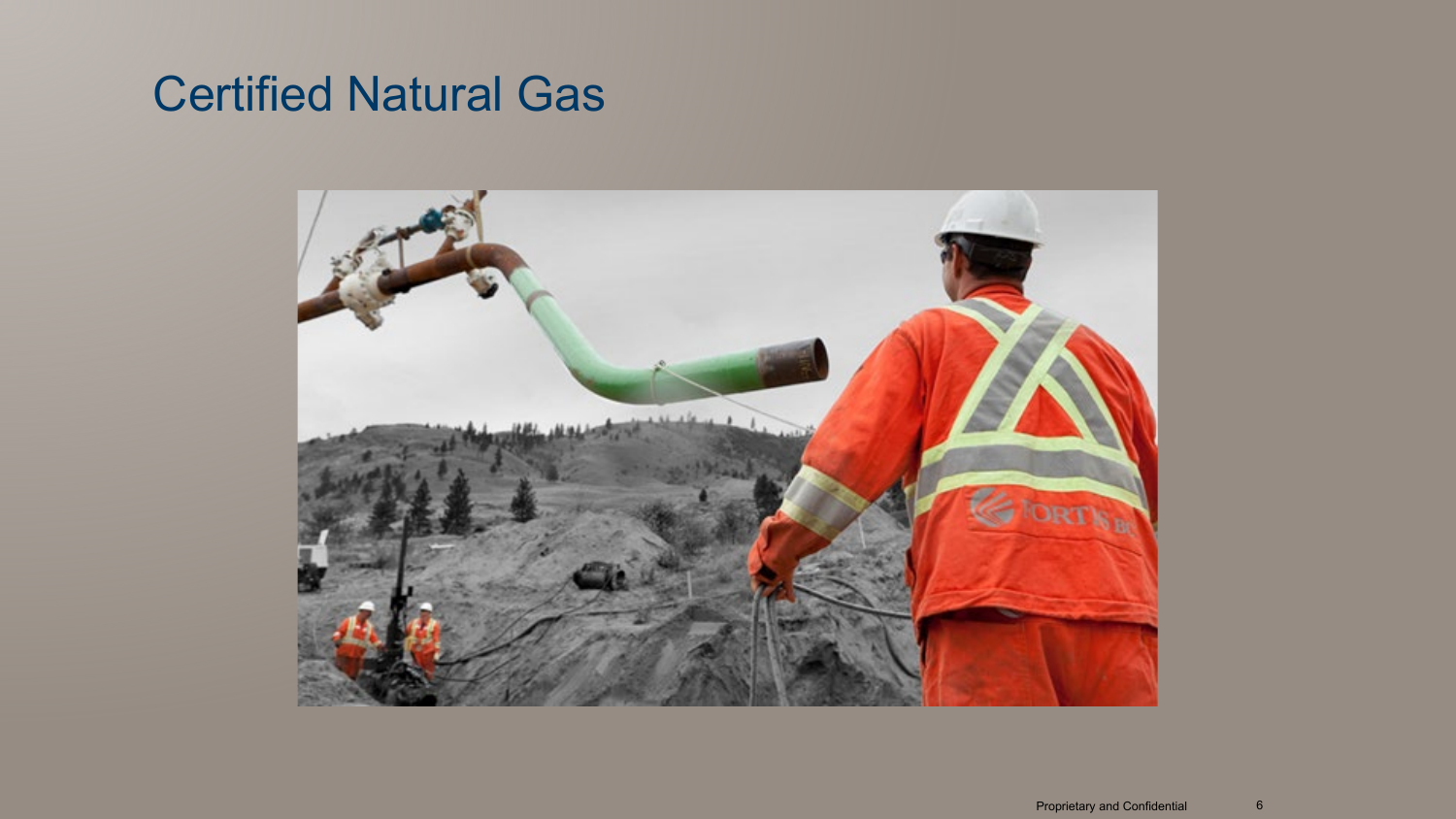# Certified Natural Gas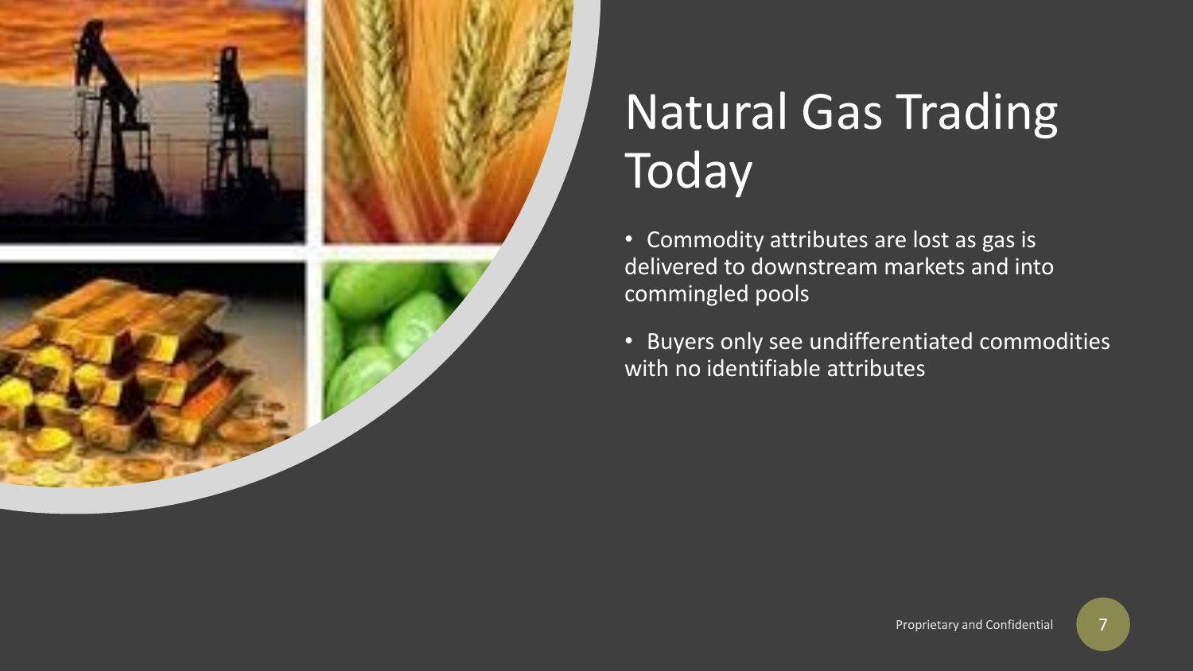# Natural Gas Trading Today

- Commodity attributes are lost as gas is delivered to downstream markets and into commingled pools
- Buyers only see undifferentiated commodities with no identifiable attributes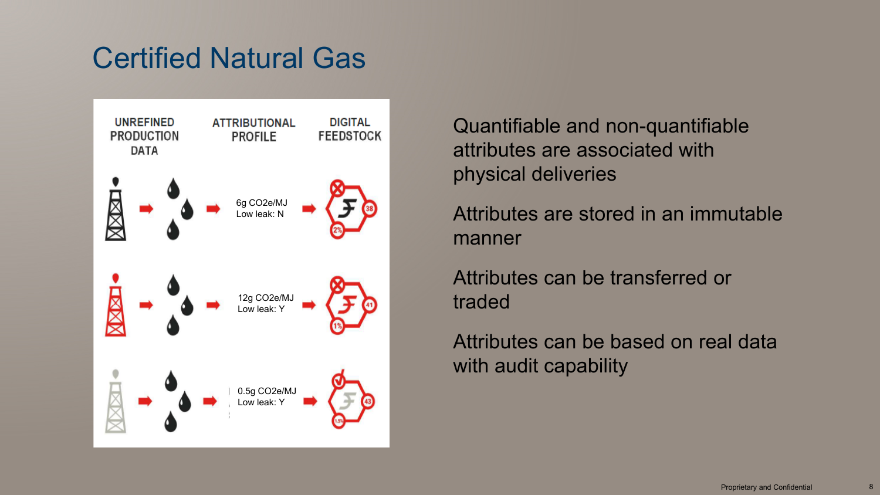# Certified Natural Gas

| UNREFINED PRODUCTION DATA | ATTRIBUTIONAL PROFILE | DIGITAL FEEDSTOCK |
|---|---|---|
| | 6g $CO_2e$/MJ<br>Low leak: N | 38, 2% |
| | 12g $CO_2e$/MJ<br>Low leak: Y | 41, 1% |
| | 0.5g $CO_2e$/MJ<br>Low leak: Y | 43, 1.5% |

Quantifiable and non-quantifiable attributes are associated with physical deliveries

Attributes are stored in an immutable manner

Attributes can be transferred or traded

Attributes can be based on real data with audit capability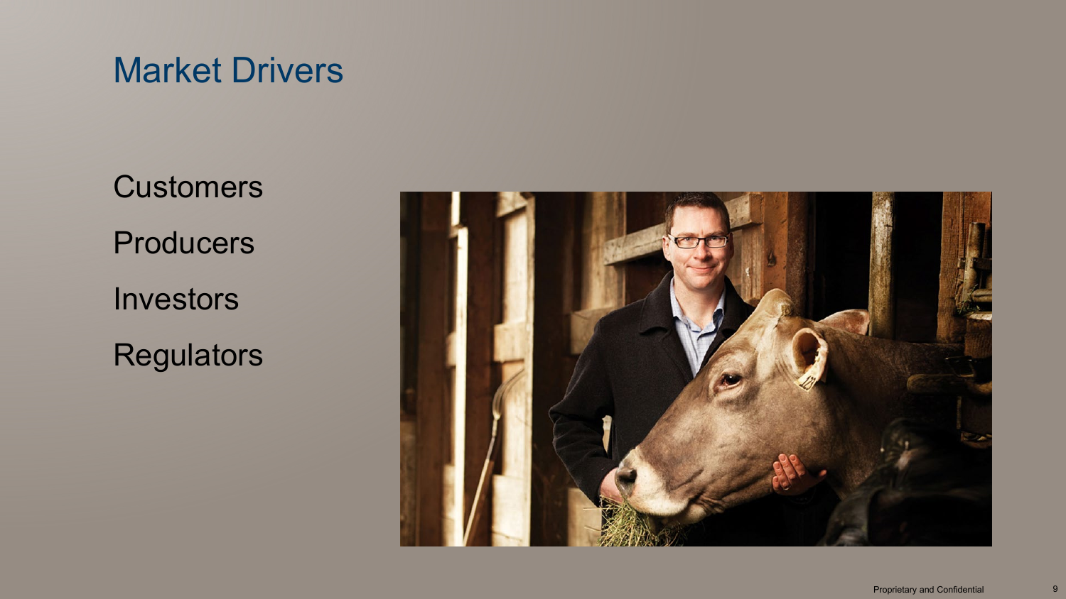# Market Drivers

Customers

Producers

Investors

Regulators

Proprietary and Confidential